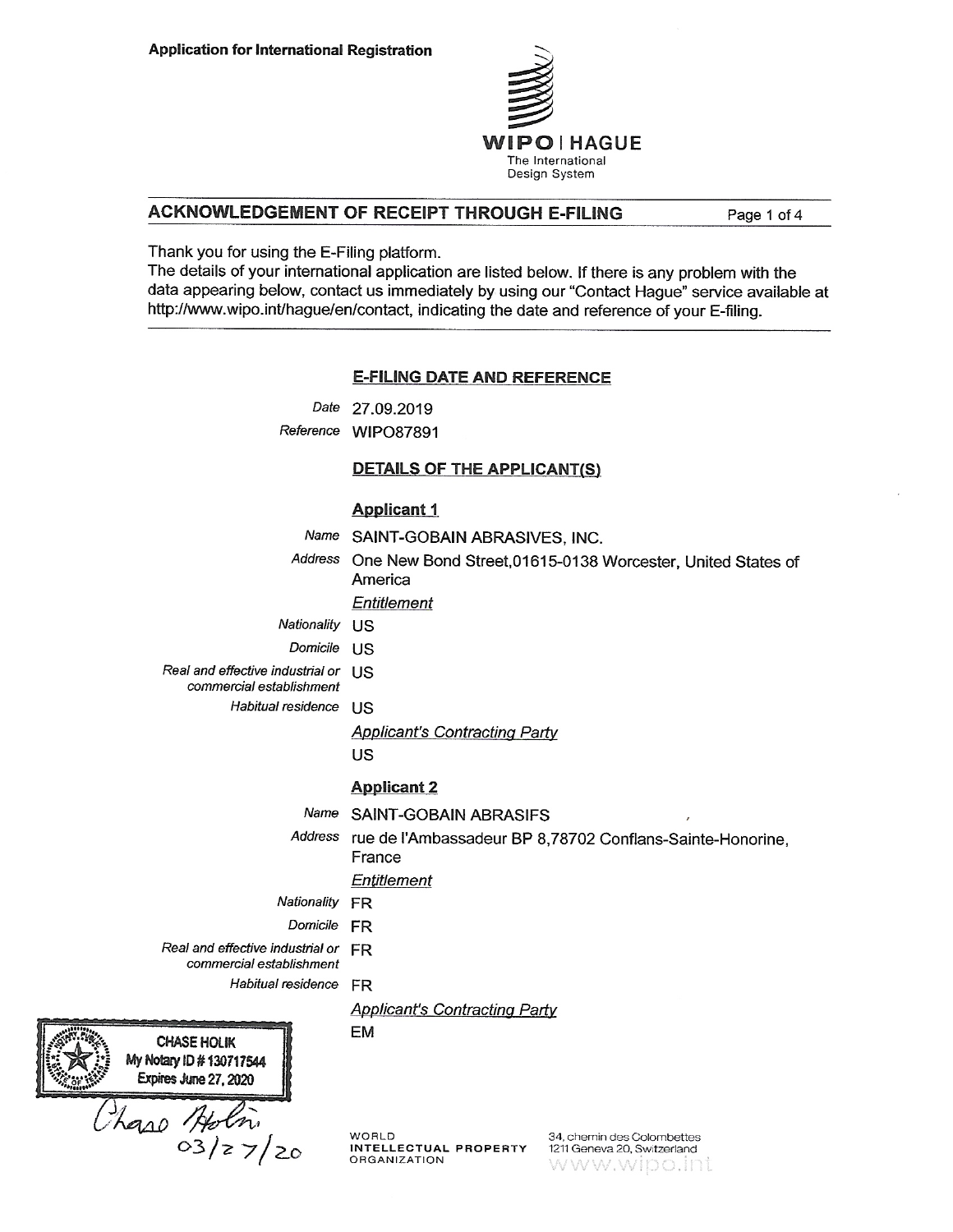Application for International Registration

WIPO | HAGUE
The International
Design System

## ACKNOWLEDGEMENT OF RECEIPT THROUGH E-FILING

Thank you for using the E-Filing platform.
The details of your international application are listed below. If there is any problem with the data appearing below, contact us immediately by using our "Contact Hague" service available at http://www.wipo.int/hague/en/contact, indicating the date and reference of your E-filing.

### E-FILING DATE AND REFERENCE

*Date* 27.09.2019
*Reference* WIPO87891

### DETAILS OF THE APPLICANT(S)

#### Applicant 1

*Name* SAINT-GOBAIN ABRASIVES, INC.
*Address* One New Bond Street,01615-0138 Worcester, United States of America

*Entitlement*

*Nationality* US
*Domicile* US
*Real and effective industrial or commercial establishment* US
*Habitual residence* US

*Applicant's Contracting Party*
US

#### Applicant 2

*Name* SAINT-GOBAIN ABRASIFS
*Address* rue de l'Ambassadeur BP 8,78702 Conflans-Sainte-Honorine, France

*Entitlement*

*Nationality* FR
*Domicile* FR
*Real and effective industrial or commercial establishment* FR
*Habitual residence* FR

*Applicant's Contracting Party*
EM

CHASE HOLIK
My Notary ID # 130717544
Expires June 27, 2020

Chase Holik
03/27/20

WORLD INTELLECTUAL PROPERTY ORGANIZATION
34, chemin des Colombettes
1211 Geneva 20, Switzerland
www.wipo.int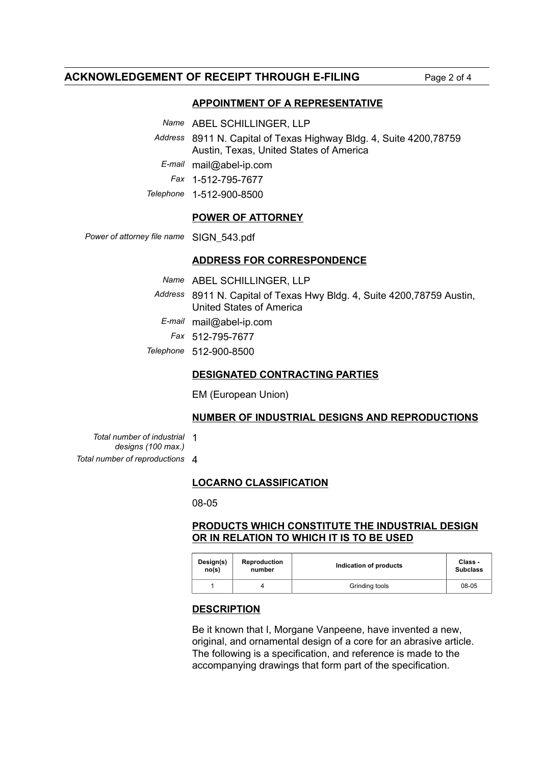## APPOINTMENT OF A REPRESENTATIVE

*Name* ABEL SCHILLINGER, LLP

*Address* 8911 N. Capital of Texas Highway Bldg. 4, Suite 4200,78759 Austin, Texas, United States of America

*E-mail* mail@abel-ip.com

*Fax* 1-512-795-7677

*Telephone* 1-512-900-8500

## POWER OF ATTORNEY

*Power of attorney file name* SIGN_543.pdf

## ADDRESS FOR CORRESPONDENCE

*Name* ABEL SCHILLINGER, LLP

*Address* 8911 N. Capital of Texas Hwy Bldg. 4, Suite 4200,78759 Austin, United States of America

*E-mail* mail@abel-ip.com

*Fax* 512-795-7677

*Telephone* 512-900-8500

## DESIGNATED CONTRACTING PARTIES

EM (European Union)

## NUMBER OF INDUSTRIAL DESIGNS AND REPRODUCTIONS

*Total number of industrial designs (100 max.)* 1

*Total number of reproductions* 4

## LOCARNO CLASSIFICATION

08-05

## PRODUCTS WHICH CONSTITUTE THE INDUSTRIAL DESIGN OR IN RELATION TO WHICH IT IS TO BE USED

| Design(s) no(s) | Reproduction number | Indication of products | Class - Subclass |
|---|---|---|---|
| 1 | 4 | Grinding tools | 08-05 |

## DESCRIPTION

Be it known that I, Morgane Vanpeene, have invented a new, original, and ornamental design of a core for an abrasive article. The following is a specification, and reference is made to the accompanying drawings that form part of the specification.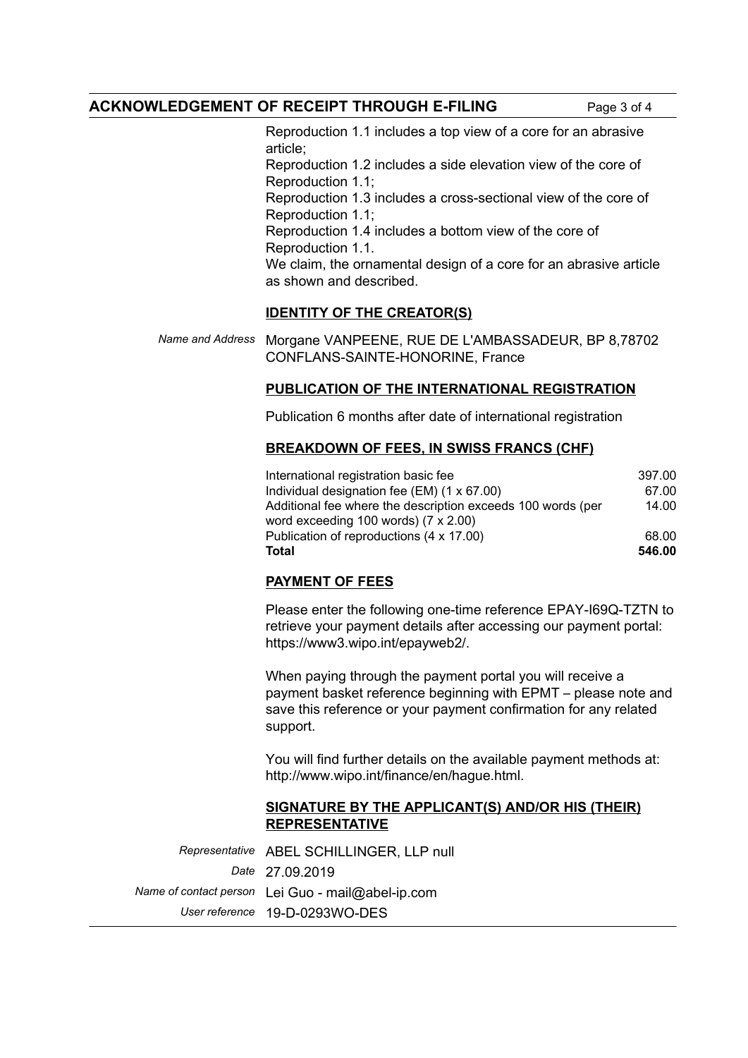Reproduction 1.1 includes a top view of a core for an abrasive article;
Reproduction 1.2 includes a side elevation view of the core of Reproduction 1.1;
Reproduction 1.3 includes a cross-sectional view of the core of Reproduction 1.1;
Reproduction 1.4 includes a bottom view of the core of Reproduction 1.1.
We claim, the ornamental design of a core for an abrasive article as shown and described.

## IDENTITY OF THE CREATOR(S)

*Name and Address* Morgane VANPEENE, RUE DE L'AMBASSADEUR, BP 8,78702 CONFLANS-SAINTE-HONORINE, France

## PUBLICATION OF THE INTERNATIONAL REGISTRATION

Publication 6 months after date of international registration

## BREAKDOWN OF FEES, IN SWISS FRANCS (CHF)

| | |
|---|---|
| International registration basic fee | 397.00 |
| Individual designation fee (EM) (1 x 67.00) | 67.00 |
| Additional fee where the description exceeds 100 words (per word exceeding 100 words) (7 x 2.00) | 14.00 |
| Publication of reproductions (4 x 17.00) | 68.00 |
| **Total** | **546.00** |

## PAYMENT OF FEES

Please enter the following one-time reference EPAY-I69Q-TZTN to retrieve your payment details after accessing our payment portal: https://www3.wipo.int/epayweb2/.

When paying through the payment portal you will receive a payment basket reference beginning with EPMT – please note and save this reference or your payment confirmation for any related support.

You will find further details on the available payment methods at: http://www.wipo.int/finance/en/hague.html.

## SIGNATURE BY THE APPLICANT(S) AND/OR HIS (THEIR) REPRESENTATIVE

*Representative* ABEL SCHILLINGER, LLP null
*Date* 27.09.2019
*Name of contact person* Lei Guo - mail@abel-ip.com
*User reference* 19-D-0293WO-DES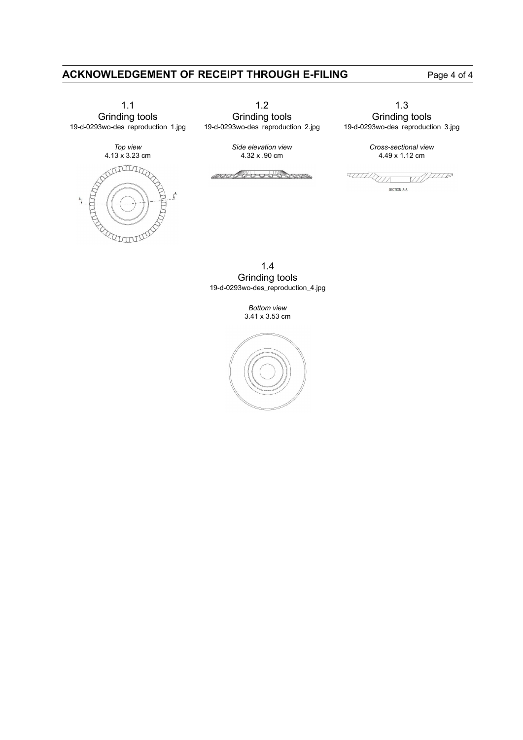## ACKNOWLEDGEMENT OF RECEIPT THROUGH E-FILING

1.1
Grinding tools
19-d-0293wo-des_reproduction_1.jpg

*Top view*
4.13 x 3.23 cm

A

A

1.2
Grinding tools
19-d-0293wo-des_reproduction_2.jpg

*Side elevation view*
4.32 x .90 cm

1.3
Grinding tools
19-d-0293wo-des_reproduction_3.jpg

*Cross-sectional view*
4.49 x 1.12 cm

SECTION A-A

1.4
Grinding tools
19-d-0293wo-des_reproduction_4.jpg

*Bottom view*
3.41 x 3.53 cm